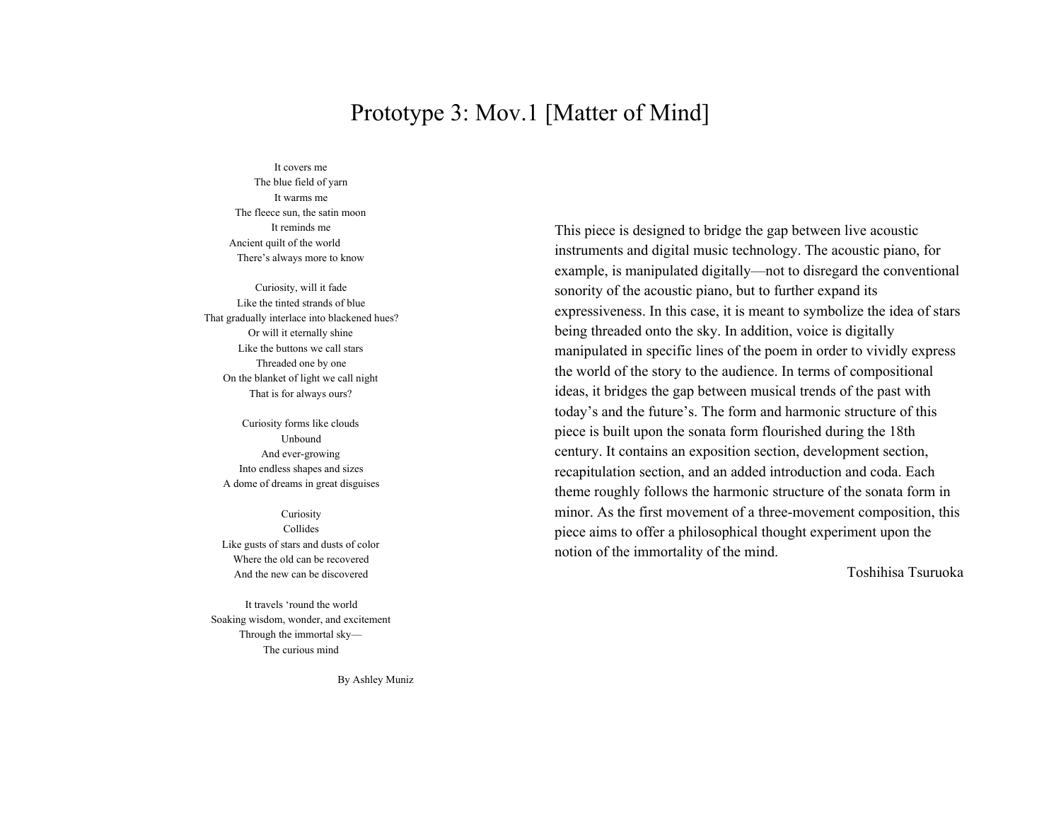# Prototype 3: Mov.1 [Matter of Mind]

It covers me
The blue field of yarn
It warms me
The fleece sun, the satin moon
It reminds me
Ancient quilt of the world
There's always more to know

Curiosity, will it fade
Like the tinted strands of blue
That gradually interlace into blackened hues?
Or will it eternally shine
Like the buttons we call stars
Threaded one by one
On the blanket of light we call night
That is for always ours?

Curiosity forms like clouds
Unbound
And ever-growing
Into endless shapes and sizes
A dome of dreams in great disguises

Curiosity
Collides
Like gusts of stars and dusts of color
Where the old can be recovered
And the new can be discovered

It travels 'round the world
Soaking wisdom, wonder, and excitement
Through the immortal sky—
The curious mind

By Ashley Muniz

This piece is designed to bridge the gap between live acoustic instruments and digital music technology. The acoustic piano, for example, is manipulated digitally—not to disregard the conventional sonority of the acoustic piano, but to further expand its expressiveness. In this case, it is meant to symbolize the idea of stars being threaded onto the sky. In addition, voice is digitally manipulated in specific lines of the poem in order to vividly express the world of the story to the audience. In terms of compositional ideas, it bridges the gap between musical trends of the past with today's and the future's. The form and harmonic structure of this piece is built upon the sonata form flourished during the 18th century. It contains an exposition section, development section, recapitulation section, and an added introduction and coda. Each theme roughly follows the harmonic structure of the sonata form in minor. As the first movement of a three-movement composition, this piece aims to offer a philosophical thought experiment upon the notion of the immortality of the mind.

Toshihisa Tsuruoka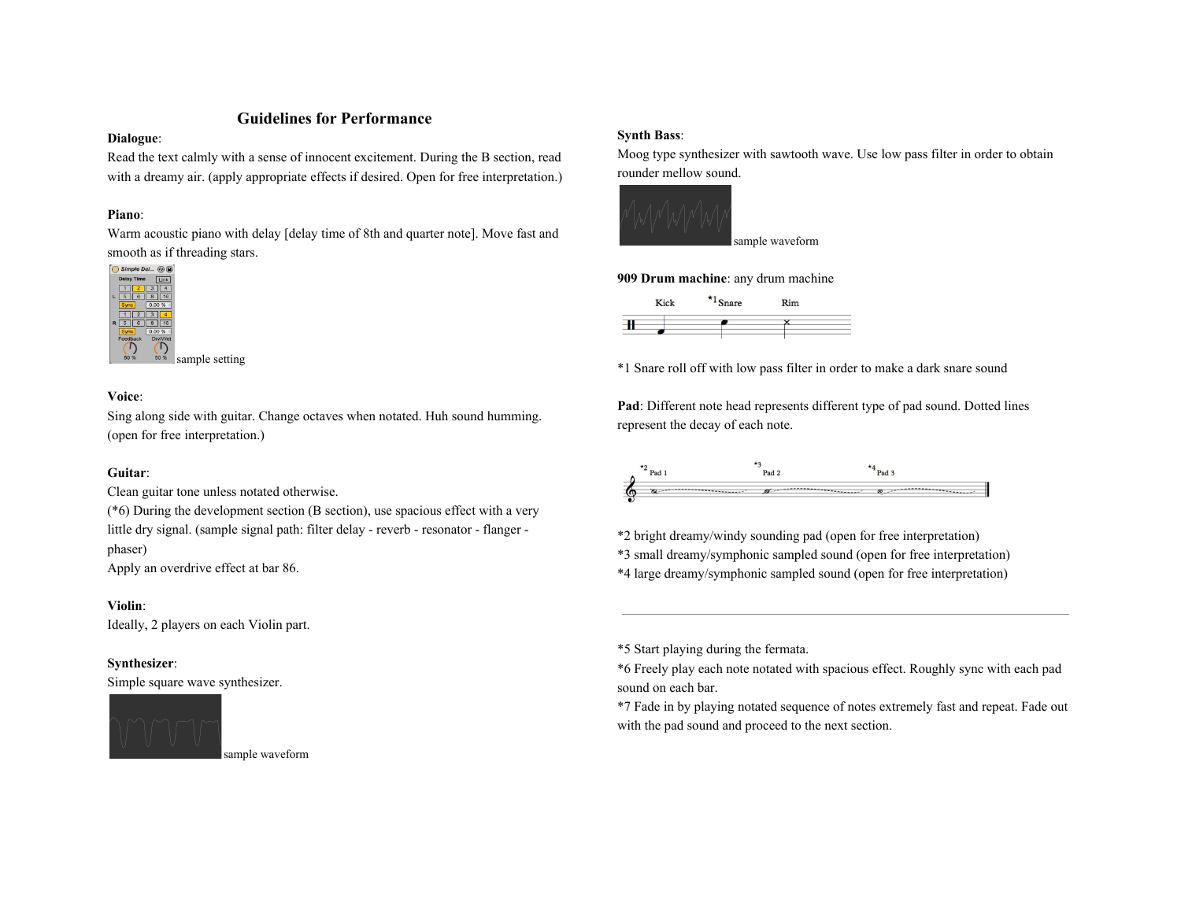## Guidelines for Performance

**Dialogue**:
Read the text calmly with a sense of innocent excitement. During the B section, read with a dreamy air. (apply appropriate effects if desired. Open for free interpretation.)

**Piano**:
Warm acoustic piano with delay [delay time of 8th and quarter note]. Move fast and smooth as if threading stars.

sample setting

**Voice**:
Sing along side with guitar. Change octaves when notated. Huh sound humming. (open for free interpretation.)

**Guitar**:
Clean guitar tone unless notated otherwise.
(*6) During the development section (B section), use spacious effect with a very little dry signal. (sample signal path: filter delay - reverb - resonator - flanger - phaser)
Apply an overdrive effect at bar 86.

**Violin**:
Ideally, 2 players on each Violin part.

**Synthesizer**:
Simple square wave synthesizer.

sample waveform

**Synth Bass**:
Moog type synthesizer with sawtooth wave. Use low pass filter in order to obtain rounder mellow sound.

sample waveform

**909 Drum machine**: any drum machine

Kick *1Snare Rim

*1 Snare roll off with low pass filter in order to make a dark snare sound

**Pad**: Different note head represents different type of pad sound. Dotted lines represent the decay of each note.

*2 Pad 1 *3 Pad 2 *4 Pad 3

*2 bright dreamy/windy sounding pad (open for free interpretation)
*3 small dreamy/symphonic sampled sound (open for free interpretation)
*4 large dreamy/symphonic sampled sound (open for free interpretation)

---

*5 Start playing during the fermata.
*6 Freely play each note notated with spacious effect. Roughly sync with each pad sound on each bar.
*7 Fade in by playing notated sequence of notes extremely fast and repeat. Fade out with the pad sound and proceed to the next section.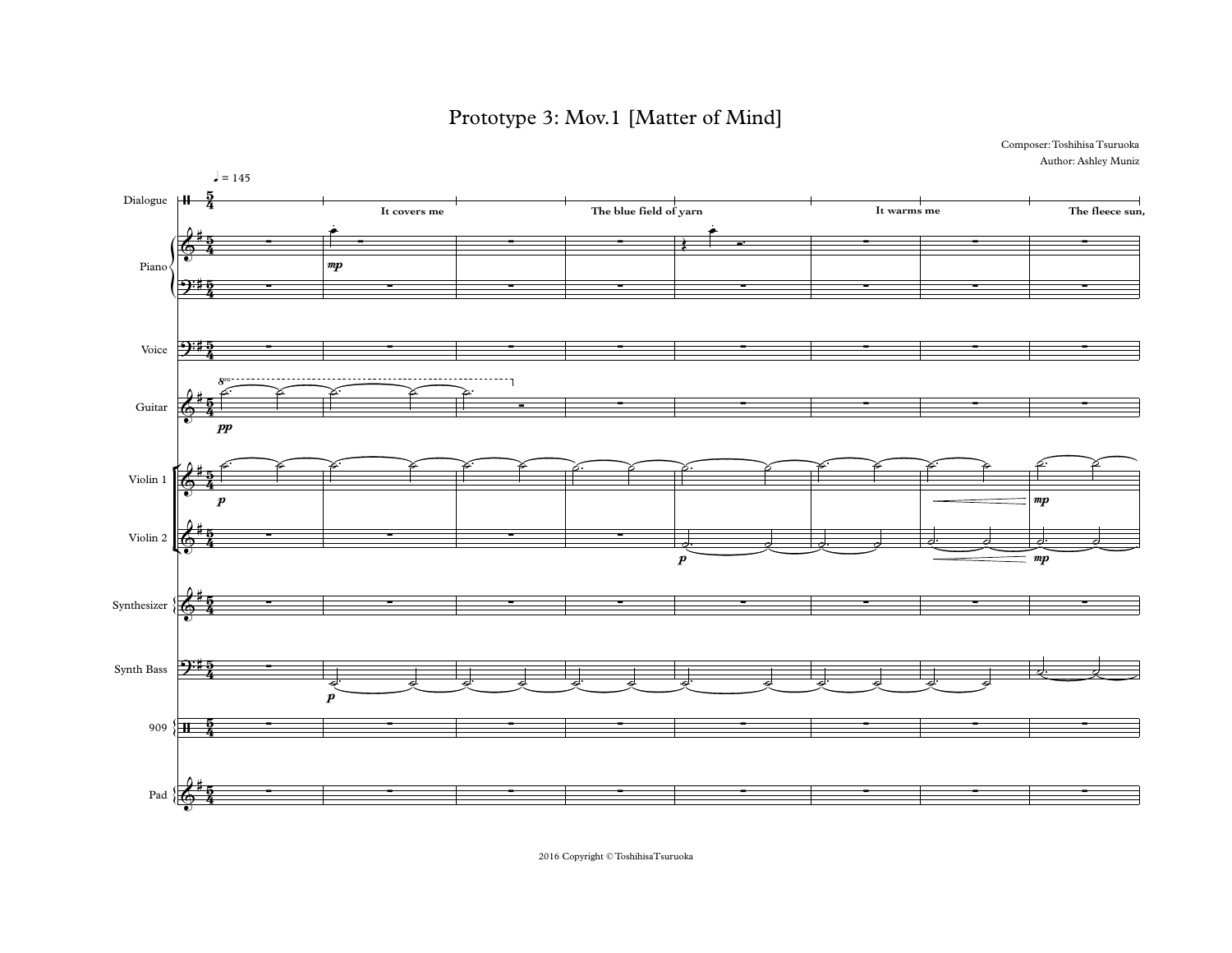# Prototype 3: Mov.1 [Matter of Mind]

Composer: Toshihisa Tsuruoka

Author: Ashley Muniz

2016 Copyright © ToshihisaTsuruoka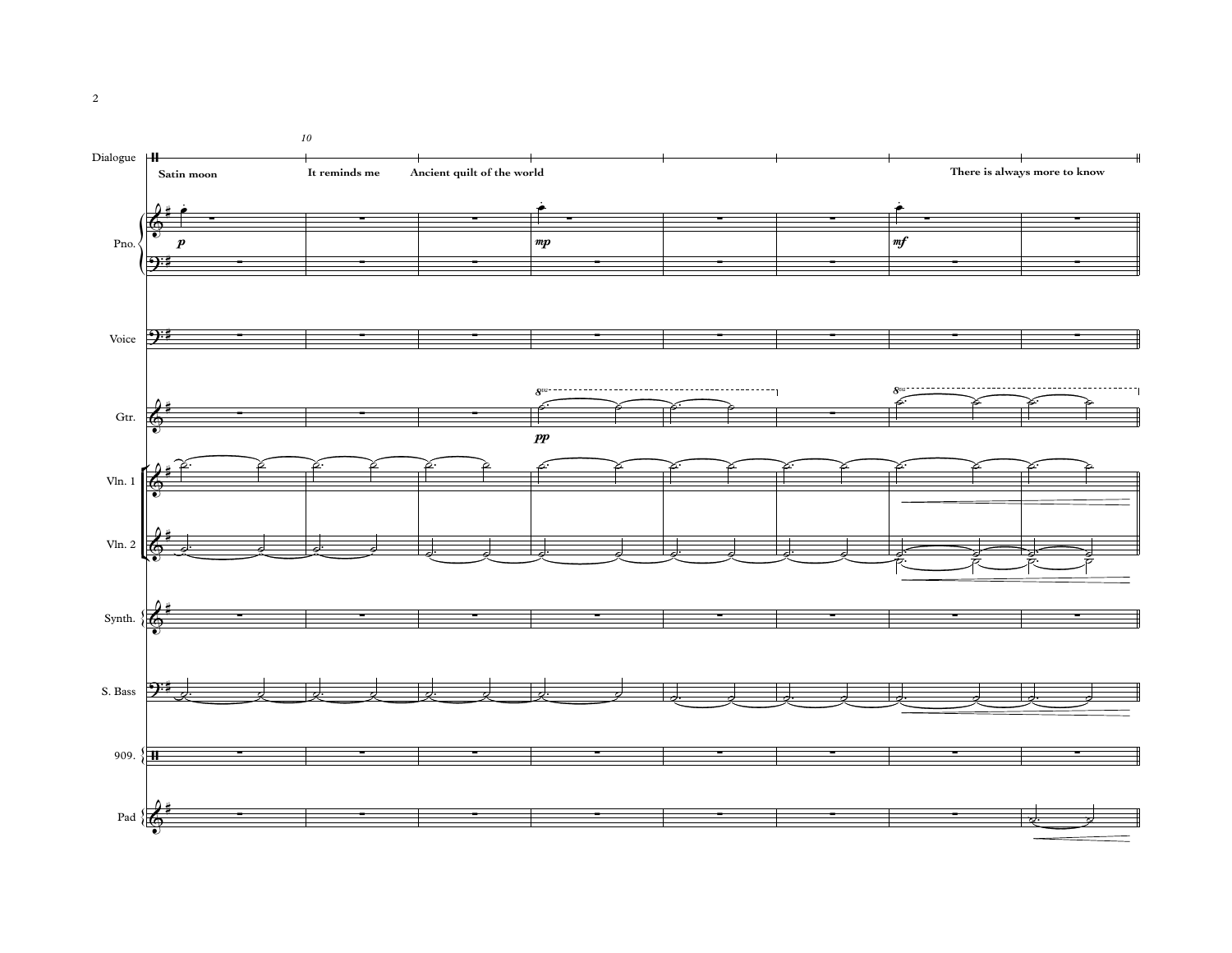Satin moon

It reminds me

Ancient quilt of the world

There is always more to know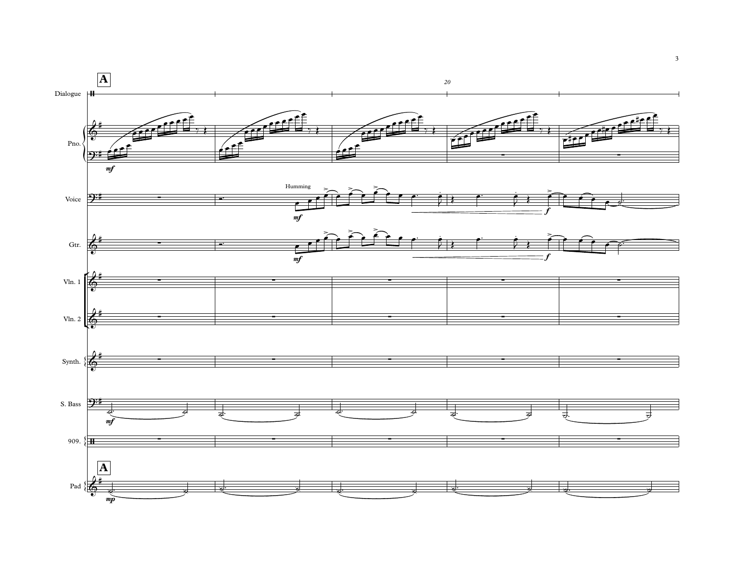**A**

Dialogue

Pno.

Voice

Humming

Gtr.

Vln. 1

Vln. 2

Synth.

S. Bass

909.

**A**

Pad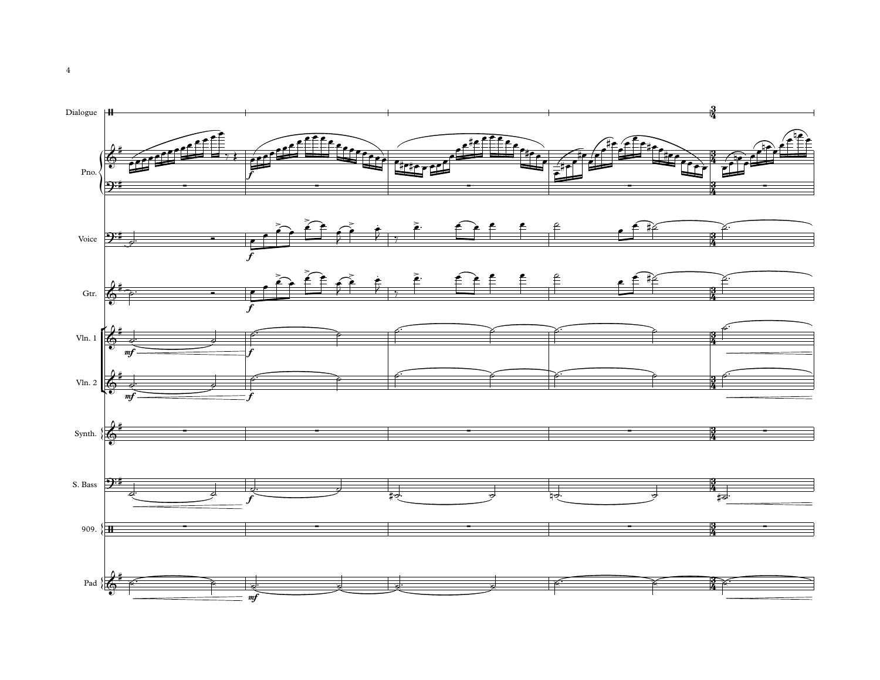Dialogue

Pno.

Voice

Gtr.

Vln. 1

Vln. 2

Synth.

S. Bass

909.

Pad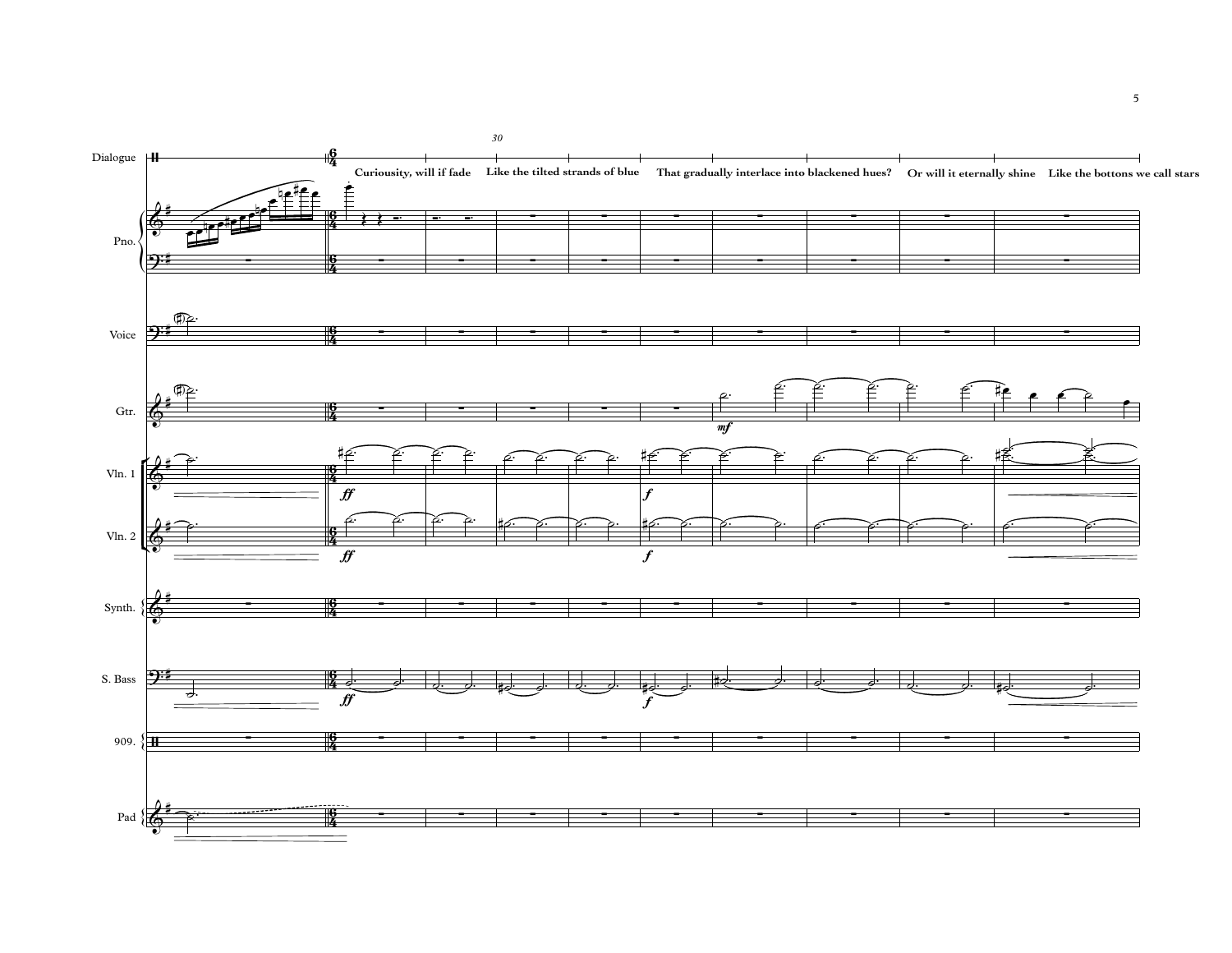Dialogue: Curiousity, will if fade | Like the tilted strands of blue | That gradually interlace into blackened hues? | Or will it eternally shine | Like the bottons we call stars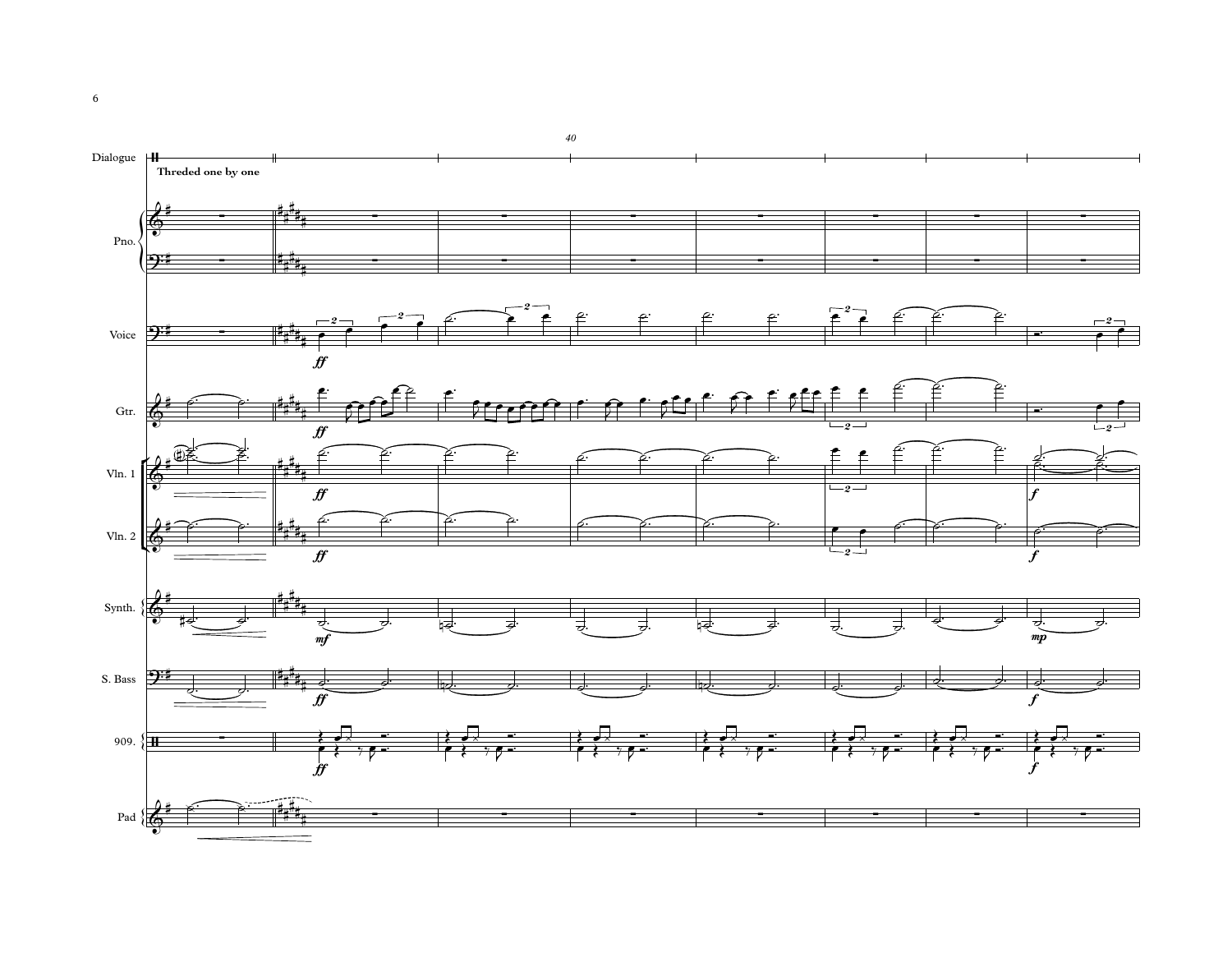Dialogue

Threded one by one

Pno.

Voice

Gtr.

Vln. 1

Vln. 2

Synth.

S. Bass

909.

Pad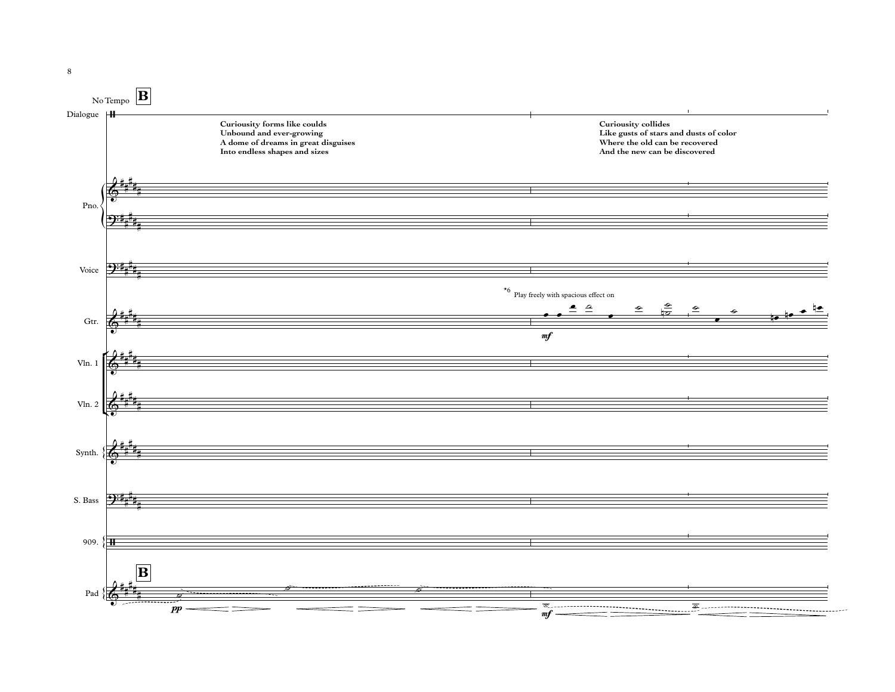No Tempo **B**

Dialogue

**Curiousity forms like coulds**
**Unbound and ever-growing**
**A dome of dreams in great disguises**
**Into endless shapes and sizes**

**Curiousity collides**
**Like gusts of stars and dusts of color**
**Where the old can be recovered**
**And the new can be discovered**

Pno.

Voice

*6 Play freely with spacious effect on

Gtr.

*mf*

Vln. 1

Vln. 2

Synth.

S. Bass

909.

**B**

Pad

*pp*

*mf*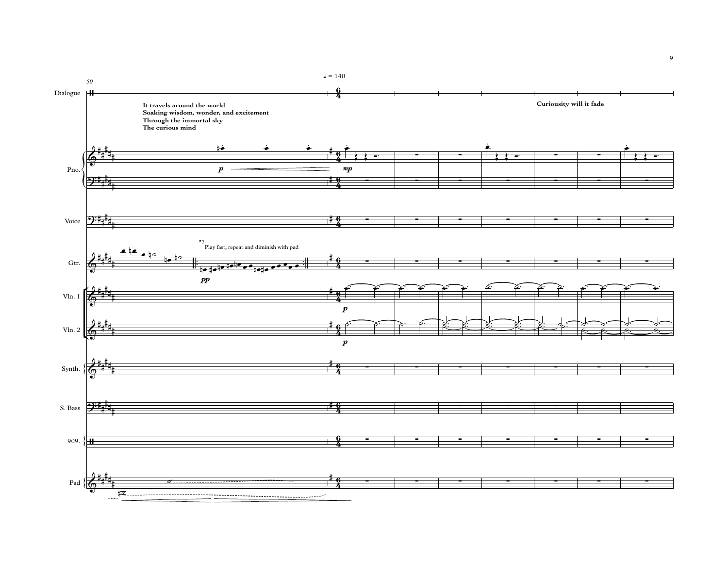It travels around the world
Soaking wisdom, wonder, and excitement
Through the immortal sky
The curious mind

Curiousity will it fade

*7 Play fast, repeat and diminish with pad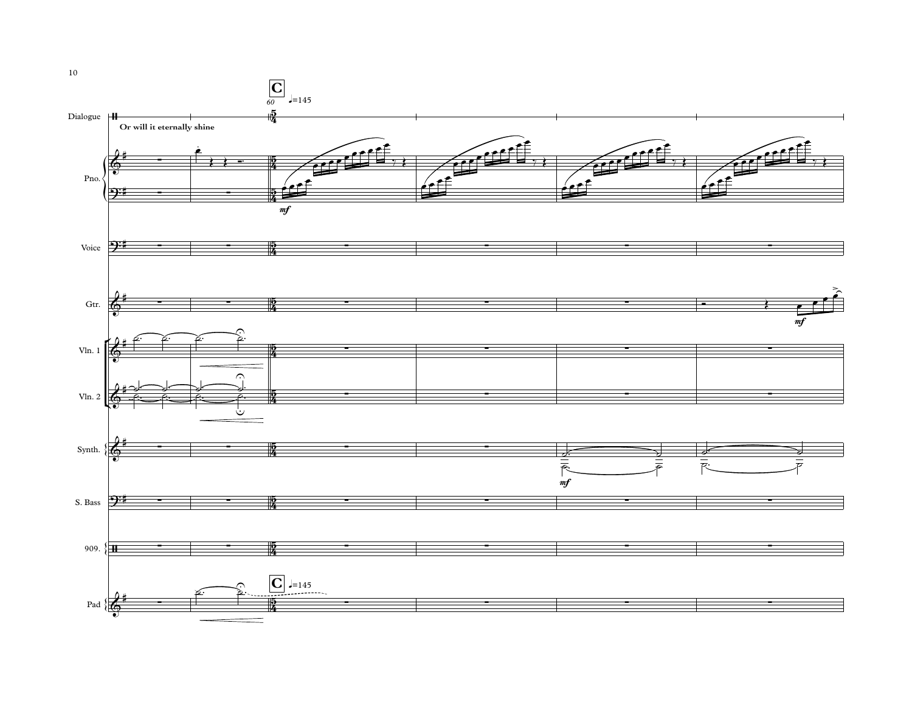C

60 ♩=145

Dialogue

Or will it eternally shine

Pno.

*mf*

Voice

Gtr.

*mf*

Vln. 1

Vln. 2

Synth.

*mf*

S. Bass

909.

C ♩=145

Pad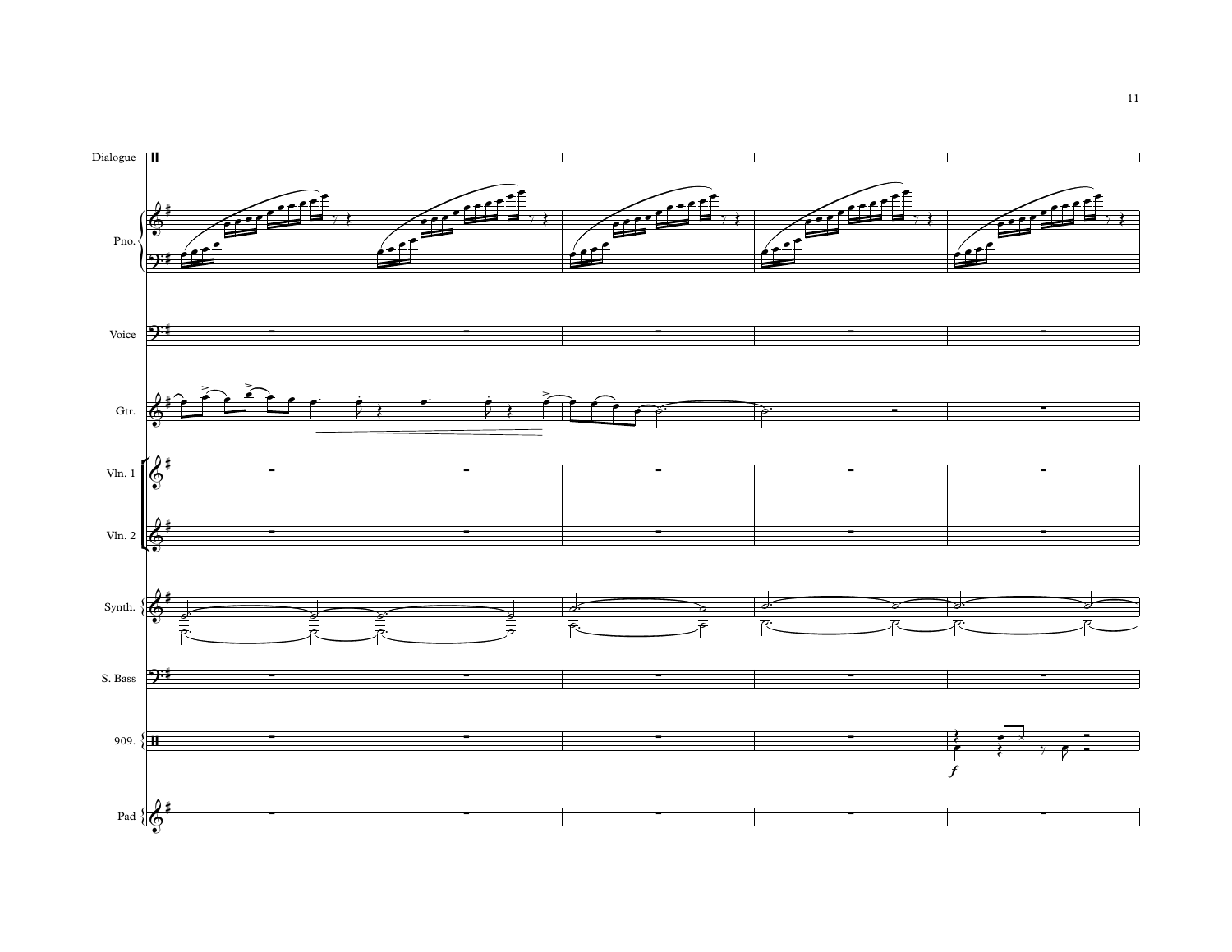Dialogue

Pno.

Voice

Gtr.

Vln. 1

Vln. 2

Synth.

S. Bass

909.

*f*

Pad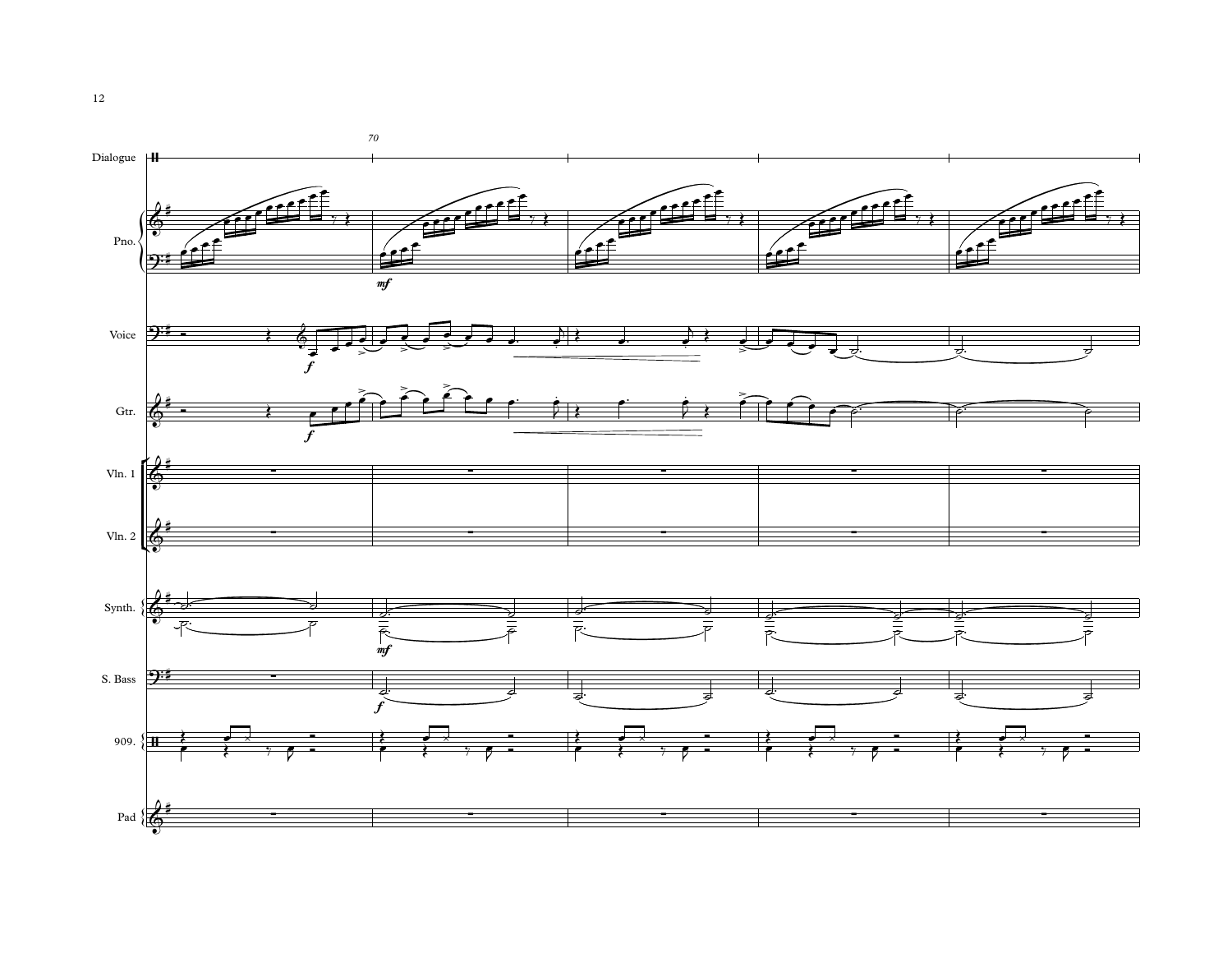70

Dialogue

Pno.

*mf*

Voice

*f*

Gtr.

*f*

Vln. 1

Vln. 2

Synth.

*mf*

S. Bass

*f*

909.

Pad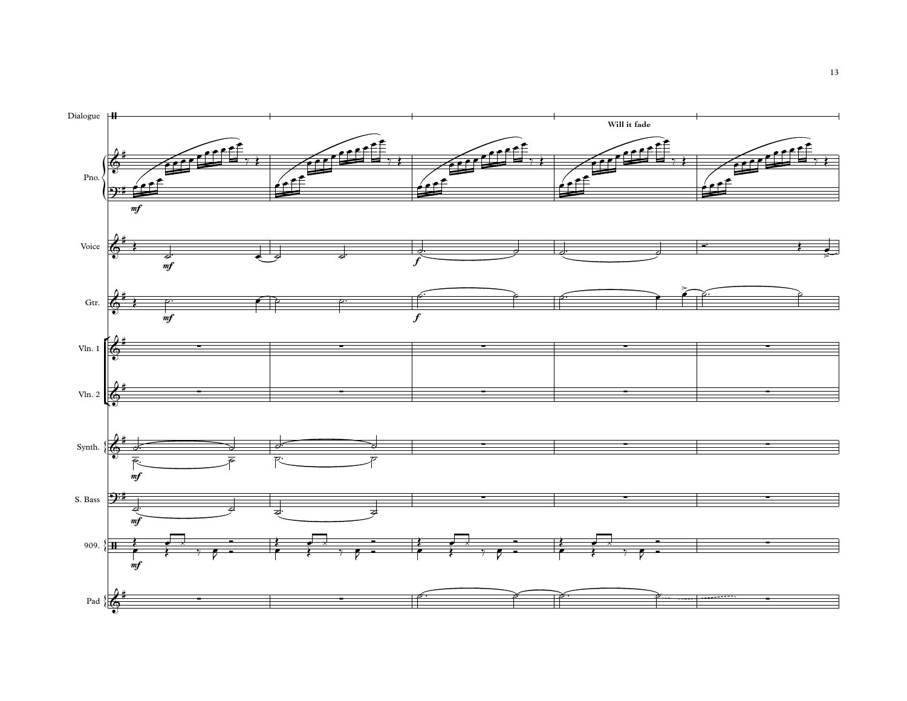Dialogue

Will it fade

Pno.

Voice

Gtr.

Vln. 1

Vln. 2

Synth.

S. Bass

909.

Pad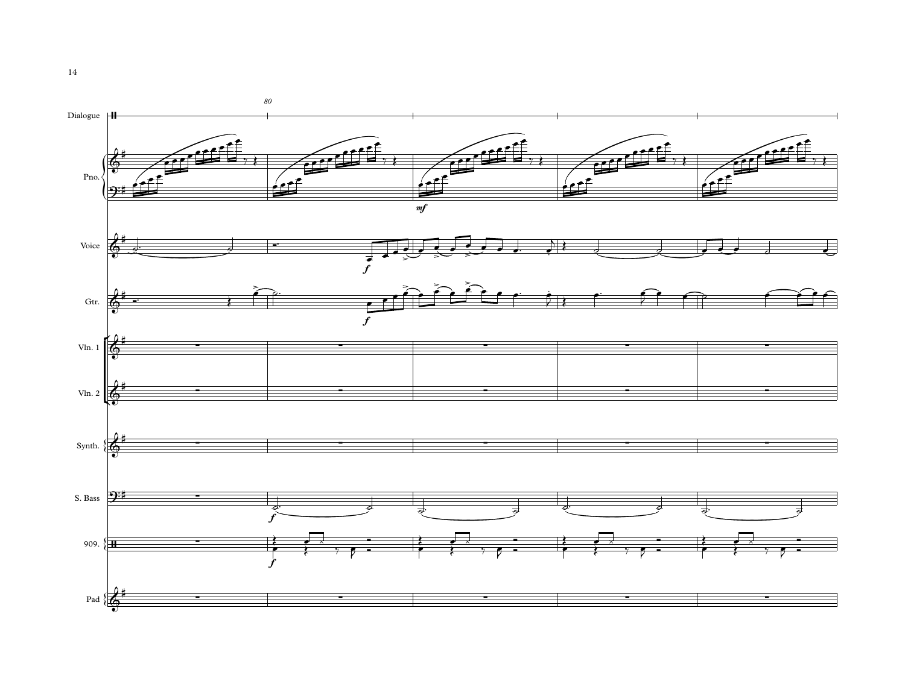80

Dialogue

Pno.

*mf*

Voice

*f*

Gtr.

*f*

Vln. 1

Vln. 2

Synth.

S. Bass

*f*

909.

*f*

Pad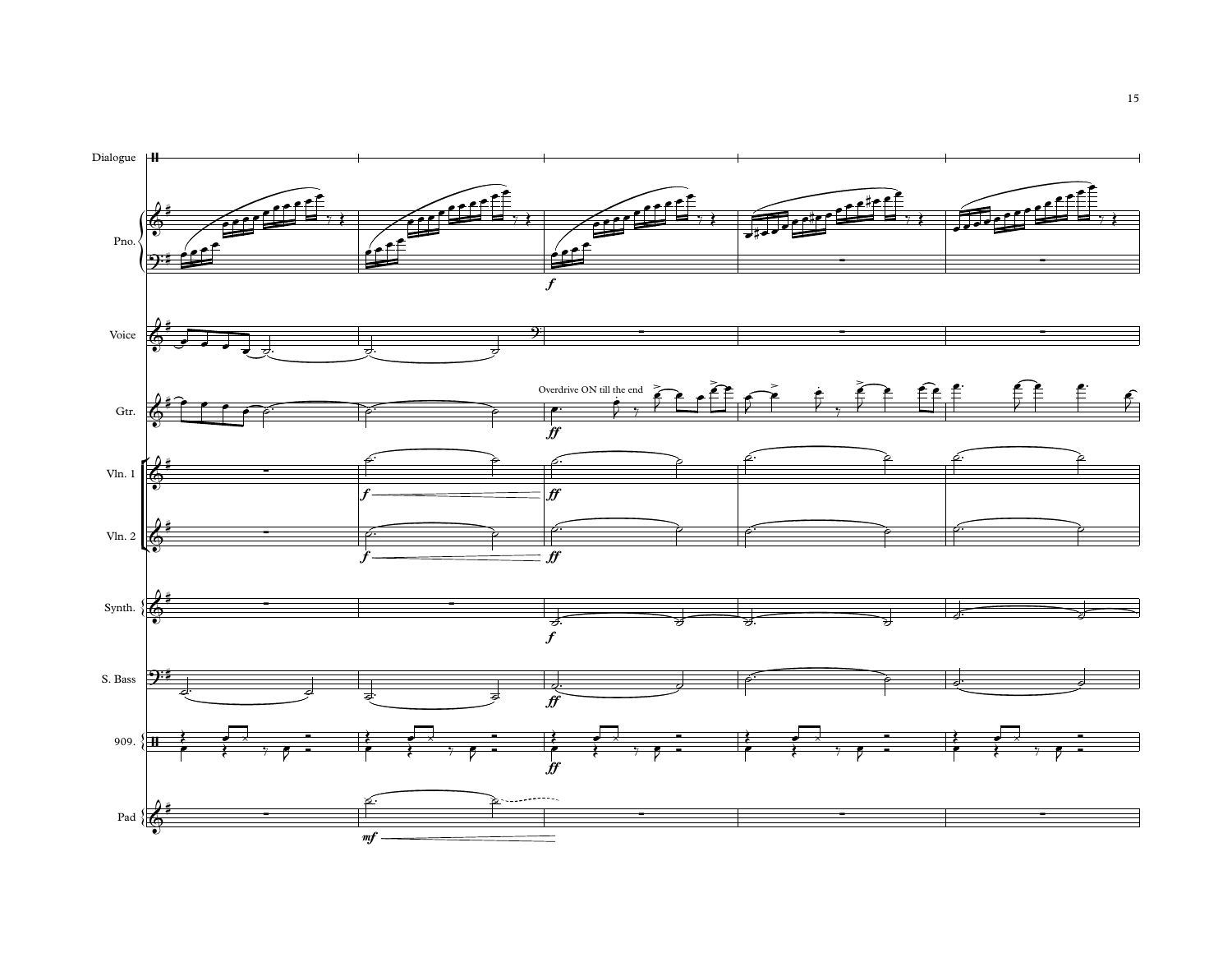Dialogue

Pno.

Voice

Gtr.

Overdrive ON till the end

Vln. 1

Vln. 2

Synth.

S. Bass

909.

Pad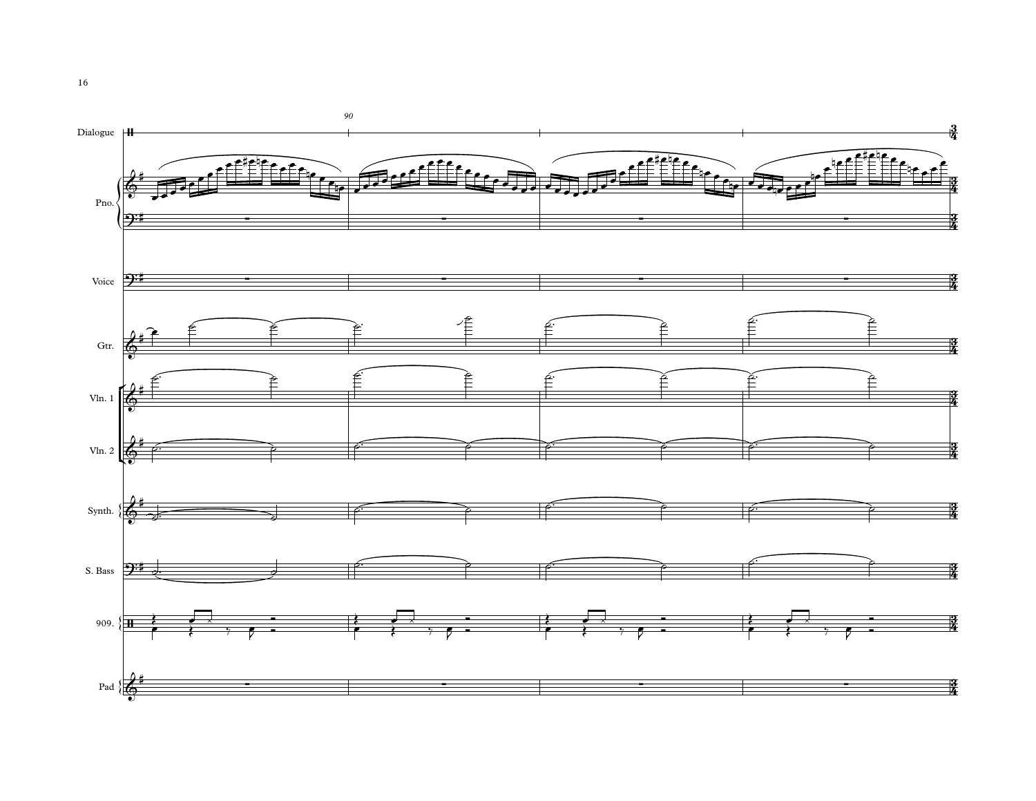90

Dialogue

Pno.

Voice

Gtr.

Vln. 1

Vln. 2

Synth.

S. Bass

909.

Pad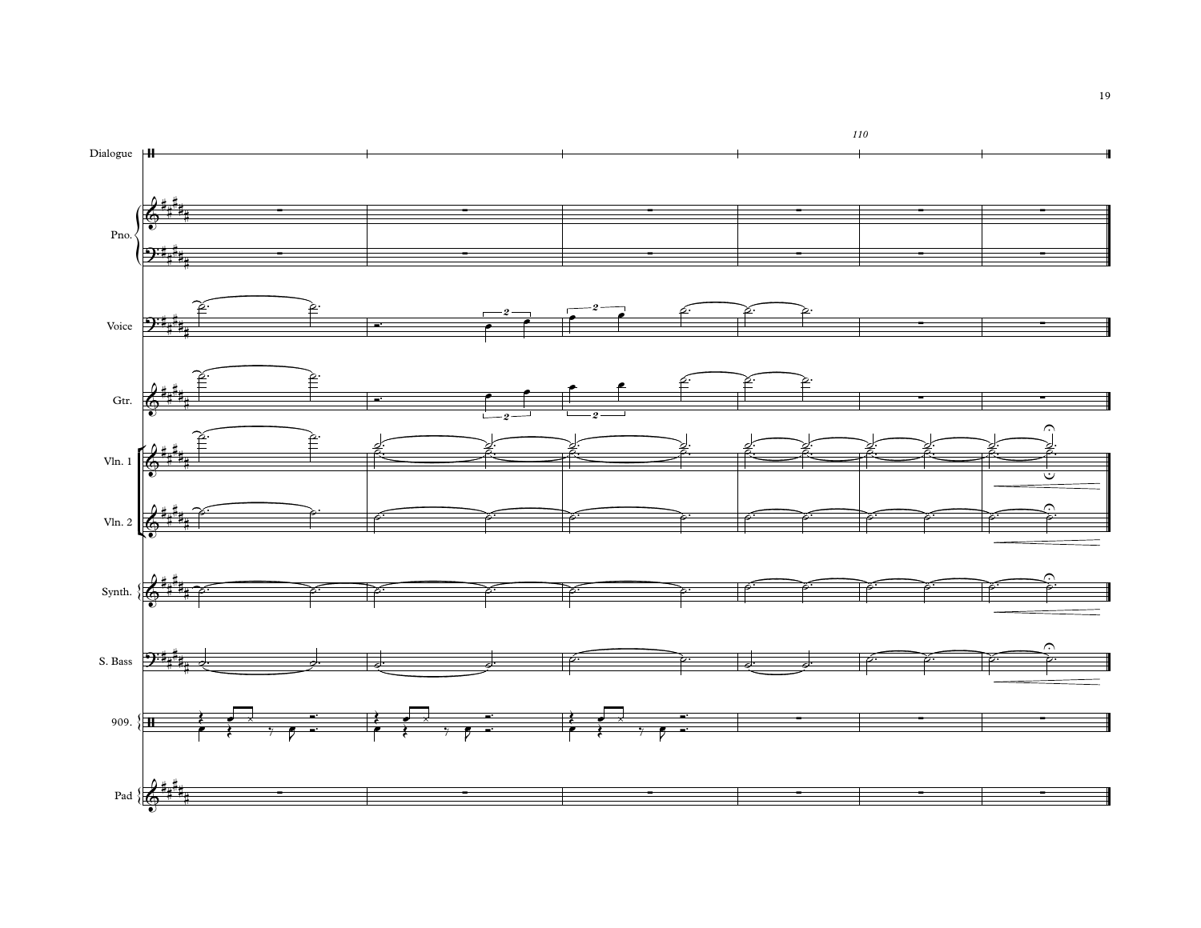110

Dialogue

Pno.

Voice

Gtr.

Vln. 1

Vln. 2

Synth.

S. Bass

909.

Pad